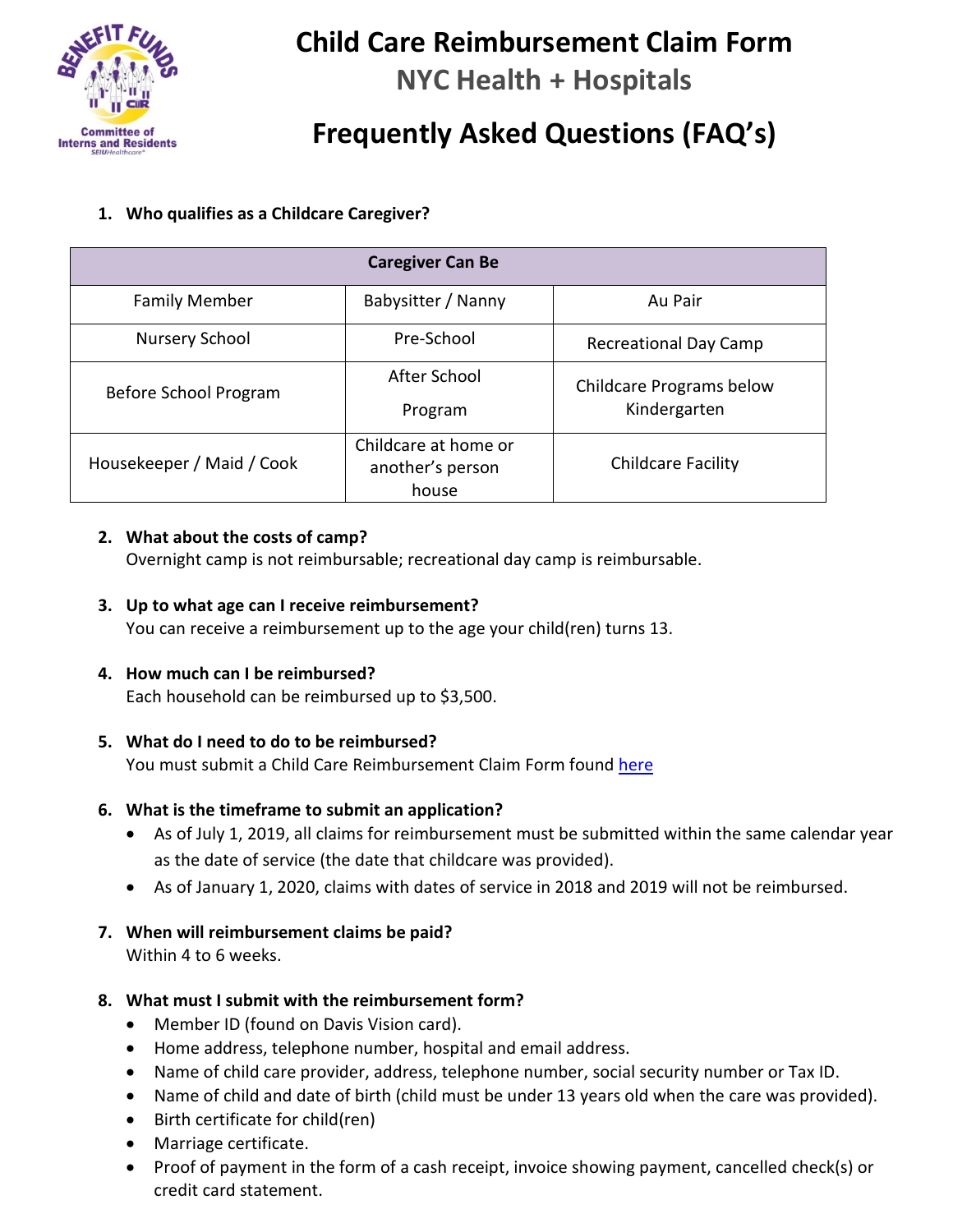# Child Care Reimbursement Claim Form

## NYC Health + Hospitals

# Frequently Asked Questions (FAQ's)

1. **Who qualifies as a Childcare Caregiver?**

| Caregiver Can Be | | |
|---|---|---|
| Family Member | Babysitter / Nanny | Au Pair |
| Nursery School | Pre-School | Recreational Day Camp |
| Before School Program | After School Program | Childcare Programs below Kindergarten |
| Housekeeper / Maid / Cook | Childcare at home or another's person house | Childcare Facility |

2. **What about the costs of camp?**
   Overnight camp is not reimbursable; recreational day camp is reimbursable.

3. **Up to what age can I receive reimbursement?**
   You can receive a reimbursement up to the age your child(ren) turns 13.

4. **How much can I be reimbursed?**
   Each household can be reimbursed up to $3,500.

5. **What do I need to do to be reimbursed?**
   You must submit a Child Care Reimbursement Claim Form found [here]

6. **What is the timeframe to submit an application?**
   - As of July 1, 2019, all claims for reimbursement must be submitted within the same calendar year as the date of service (the date that childcare was provided).
   - As of January 1, 2020, claims with dates of service in 2018 and 2019 will not be reimbursed.

7. **When will reimbursement claims be paid?**
   Within 4 to 6 weeks.

8. **What must I submit with the reimbursement form?**
   - Member ID (found on Davis Vision card).
   - Home address, telephone number, hospital and email address.
   - Name of child care provider, address, telephone number, social security number or Tax ID.
   - Name of child and date of birth (child must be under 13 years old when the care was provided).
   - Birth certificate for child(ren)
   - Marriage certificate.
   - Proof of payment in the form of a cash receipt, invoice showing payment, cancelled check(s) or credit card statement.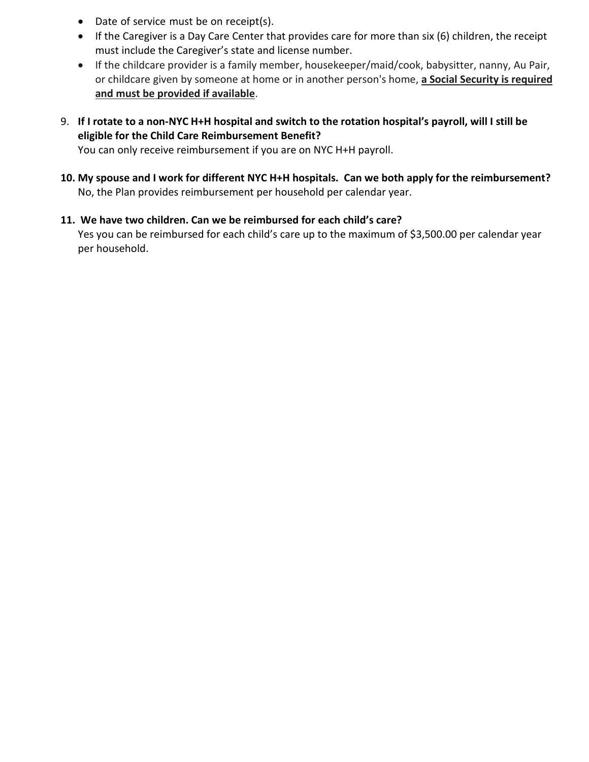- Date of service must be on receipt(s).
- If the Caregiver is a Day Care Center that provides care for more than six (6) children, the receipt must include the Caregiver's state and license number.
- If the childcare provider is a family member, housekeeper/maid/cook, babysitter, nanny, Au Pair, or childcare given by someone at home or in another person's home, **a Social Security is required and must be provided if available**.

9. **If I rotate to a non-NYC H+H hospital and switch to the rotation hospital's payroll, will I still be eligible for the Child Care Reimbursement Benefit?**
   You can only receive reimbursement if you are on NYC H+H payroll.

10. **My spouse and I work for different NYC H+H hospitals. Can we both apply for the reimbursement?**
    No, the Plan provides reimbursement per household per calendar year.

11. **We have two children. Can we be reimbursed for each child's care?**
    Yes you can be reimbursed for each child's care up to the maximum of $3,500.00 per calendar year per household.